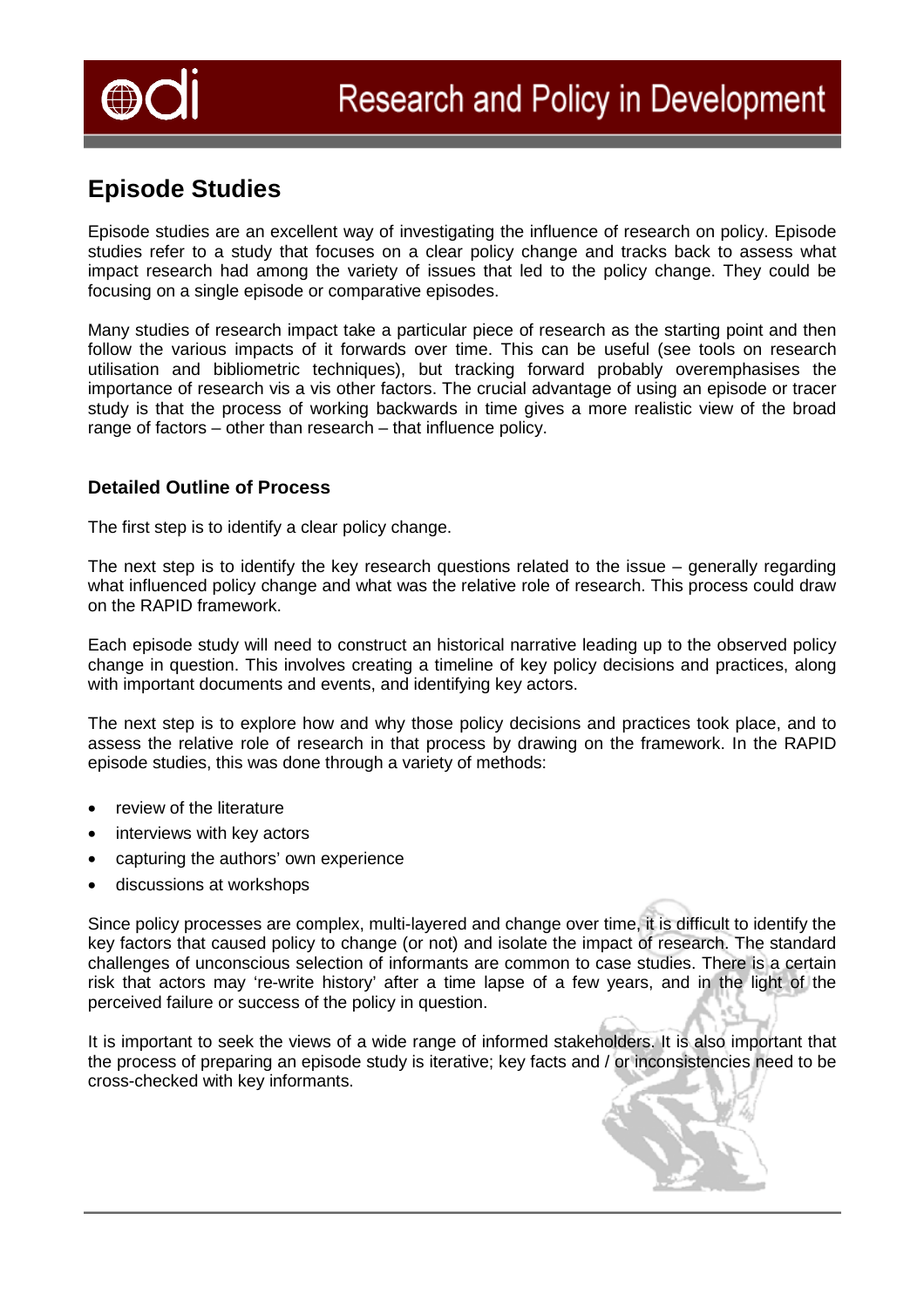# Episode Studies

Episode studies are an excellent way of investigating the influence of research on policy. Episode studies refer to a study that focuses on a clear policy change and tracks back to assess what impact research had among the variety of issues that led to the policy change. They could be focusing on a single episode or comparative episodes.

Many studies of research impact take a particular piece of research as the starting point and then follow the various impacts of it forwards over time. This can be useful (see tools on research utilisation and bibliometric techniques), but tracking forward probably overemphasises the importance of research vis a vis other factors. The crucial advantage of using an episode or tracer study is that the process of working backwards in time gives a more realistic view of the broad range of factors – other than research – that influence policy.

## Detailed Outline of Process

The first step is to identify a clear policy change.

The next step is to identify the key research questions related to the issue – generally regarding what influenced policy change and what was the relative role of research. This process could draw on the RAPID framework.

Each episode study will need to construct an historical narrative leading up to the observed policy change in question. This involves creating a timeline of key policy decisions and practices, along with important documents and events, and identifying key actors.

The next step is to explore how and why those policy decisions and practices took place, and to assess the relative role of research in that process by drawing on the framework. In the RAPID episode studies, this was done through a variety of methods:

- review of the literature
- interviews with key actors
- capturing the authors' own experience
- discussions at workshops

Since policy processes are complex, multi-layered and change over time, it is difficult to identify the key factors that caused policy to change (or not) and isolate the impact of research. The standard challenges of unconscious selection of informants are common to case studies. There is a certain risk that actors may 're-write history' after a time lapse of a few years, and in the light of the perceived failure or success of the policy in question.

It is important to seek the views of a wide range of informed stakeholders. It is also important that the process of preparing an episode study is iterative; key facts and / or inconsistencies need to be cross-checked with key informants.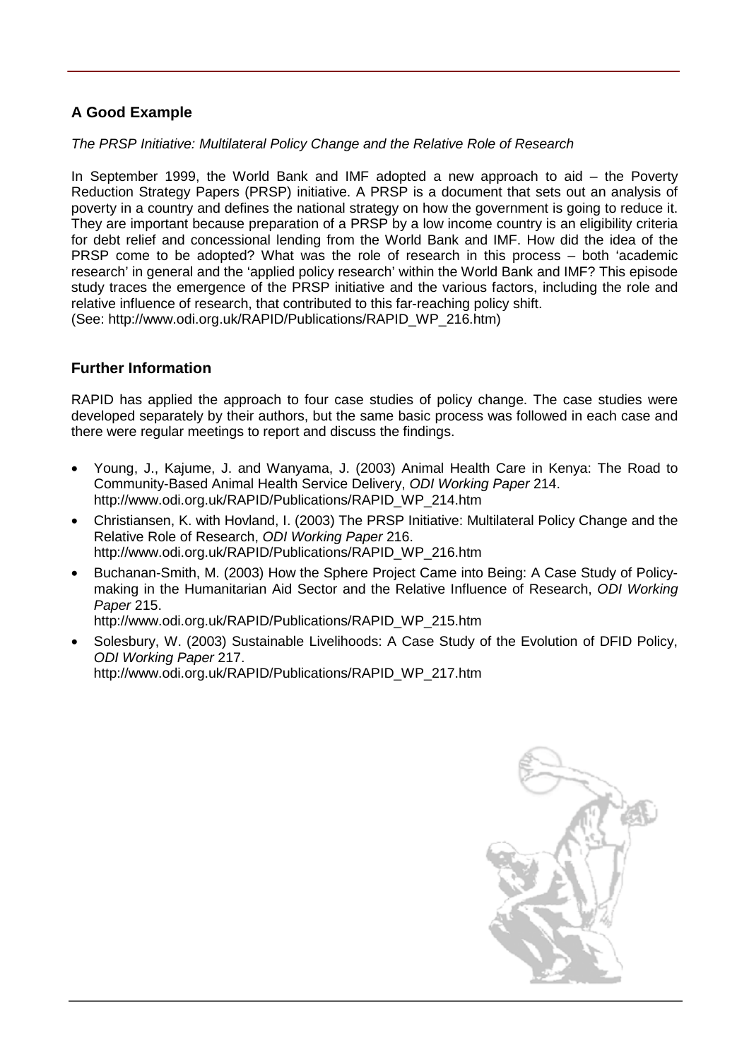## A Good Example

*The PRSP Initiative: Multilateral Policy Change and the Relative Role of Research*

In September 1999, the World Bank and IMF adopted a new approach to aid – the Poverty Reduction Strategy Papers (PRSP) initiative. A PRSP is a document that sets out an analysis of poverty in a country and defines the national strategy on how the government is going to reduce it. They are important because preparation of a PRSP by a low income country is an eligibility criteria for debt relief and concessional lending from the World Bank and IMF. How did the idea of the PRSP come to be adopted? What was the role of research in this process – both 'academic research' in general and the 'applied policy research' within the World Bank and IMF? This episode study traces the emergence of the PRSP initiative and the various factors, including the role and relative influence of research, that contributed to this far-reaching policy shift.
(See: http://www.odi.org.uk/RAPID/Publications/RAPID_WP_216.htm)

## Further Information

RAPID has applied the approach to four case studies of policy change. The case studies were developed separately by their authors, but the same basic process was followed in each case and there were regular meetings to report and discuss the findings.

- Young, J., Kajume, J. and Wanyama, J. (2003) Animal Health Care in Kenya: The Road to Community-Based Animal Health Service Delivery, *ODI Working Paper* 214. http://www.odi.org.uk/RAPID/Publications/RAPID_WP_214.htm
- Christiansen, K. with Hovland, I. (2003) The PRSP Initiative: Multilateral Policy Change and the Relative Role of Research, *ODI Working Paper* 216. http://www.odi.org.uk/RAPID/Publications/RAPID_WP_216.htm
- Buchanan-Smith, M. (2003) How the Sphere Project Came into Being: A Case Study of Policy-making in the Humanitarian Aid Sector and the Relative Influence of Research, *ODI Working Paper* 215. http://www.odi.org.uk/RAPID/Publications/RAPID_WP_215.htm
- Solesbury, W. (2003) Sustainable Livelihoods: A Case Study of the Evolution of DFID Policy, *ODI Working Paper* 217. http://www.odi.org.uk/RAPID/Publications/RAPID_WP_217.htm